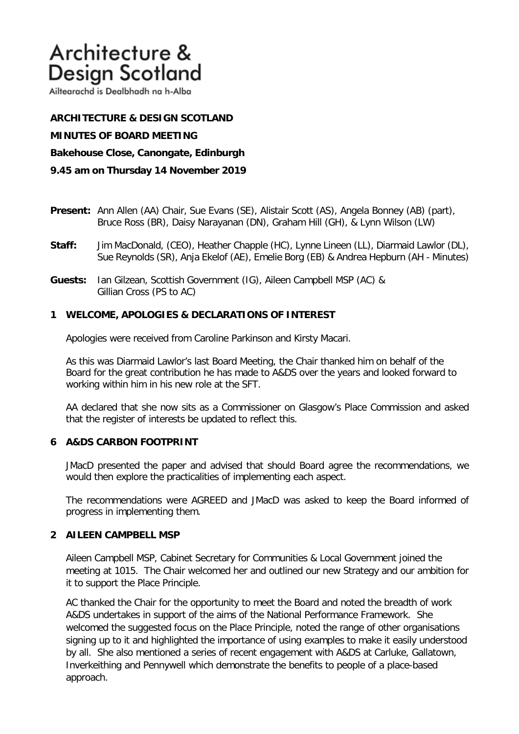# Architecture & Design Scotland

Ailtearachd is Dealbhadh na h-Alba

**ARCHITECTURE & DESIGN SCOTLAND**

**MINUTES OF BOARD MEETING**

**Bakehouse Close, Canongate, Edinburgh**

**9.45 am on Thursday 14 November 2019**

**Present:** Ann Allen (AA) Chair, Sue Evans (SE), Alistair Scott (AS), Angela Bonney (AB) (part), Bruce Ross (BR), Daisy Narayanan (DN), Graham Hill (GH), & Lynn Wilson (LW)

**Staff:** Jim MacDonald, (CEO), Heather Chapple (HC), Lynne Lineen (LL), Diarmaid Lawlor (DL), Sue Reynolds (SR), Anja Ekelof (AE), Emelie Borg (EB) & Andrea Hepburn (AH - Minutes)

**Guests:** Ian Gilzean, Scottish Government (IG), Aileen Campbell MSP (AC) & Gillian Cross (PS to AC)

## 1 WELCOME, APOLOGIES & DECLARATIONS OF INTEREST

Apologies were received from Caroline Parkinson and Kirsty Macari.

As this was Diarmaid Lawlor's last Board Meeting, the Chair thanked him on behalf of the Board for the great contribution he has made to A&DS over the years and looked forward to working within him in his new role at the SFT.

AA declared that she now sits as a Commissioner on Glasgow's Place Commission and asked that the register of interests be updated to reflect this.

## 6 A&DS CARBON FOOTPRINT

JMacD presented the paper and advised that should Board agree the recommendations, we would then explore the practicalities of implementing each aspect.

The recommendations were AGREED and JMacD was asked to keep the Board informed of progress in implementing them.

## 2 AILEEN CAMPBELL MSP

Aileen Campbell MSP, Cabinet Secretary for Communities & Local Government joined the meeting at 1015. The Chair welcomed her and outlined our new Strategy and our ambition for it to support the Place Principle.

AC thanked the Chair for the opportunity to meet the Board and noted the breadth of work A&DS undertakes in support of the aims of the National Performance Framework. She welcomed the suggested focus on the Place Principle, noted the range of other organisations signing up to it and highlighted the importance of using examples to make it easily understood by all. She also mentioned a series of recent engagement with A&DS at Carluke, Gallatown, Inverkeithing and Pennywell which demonstrate the benefits to people of a place-based approach.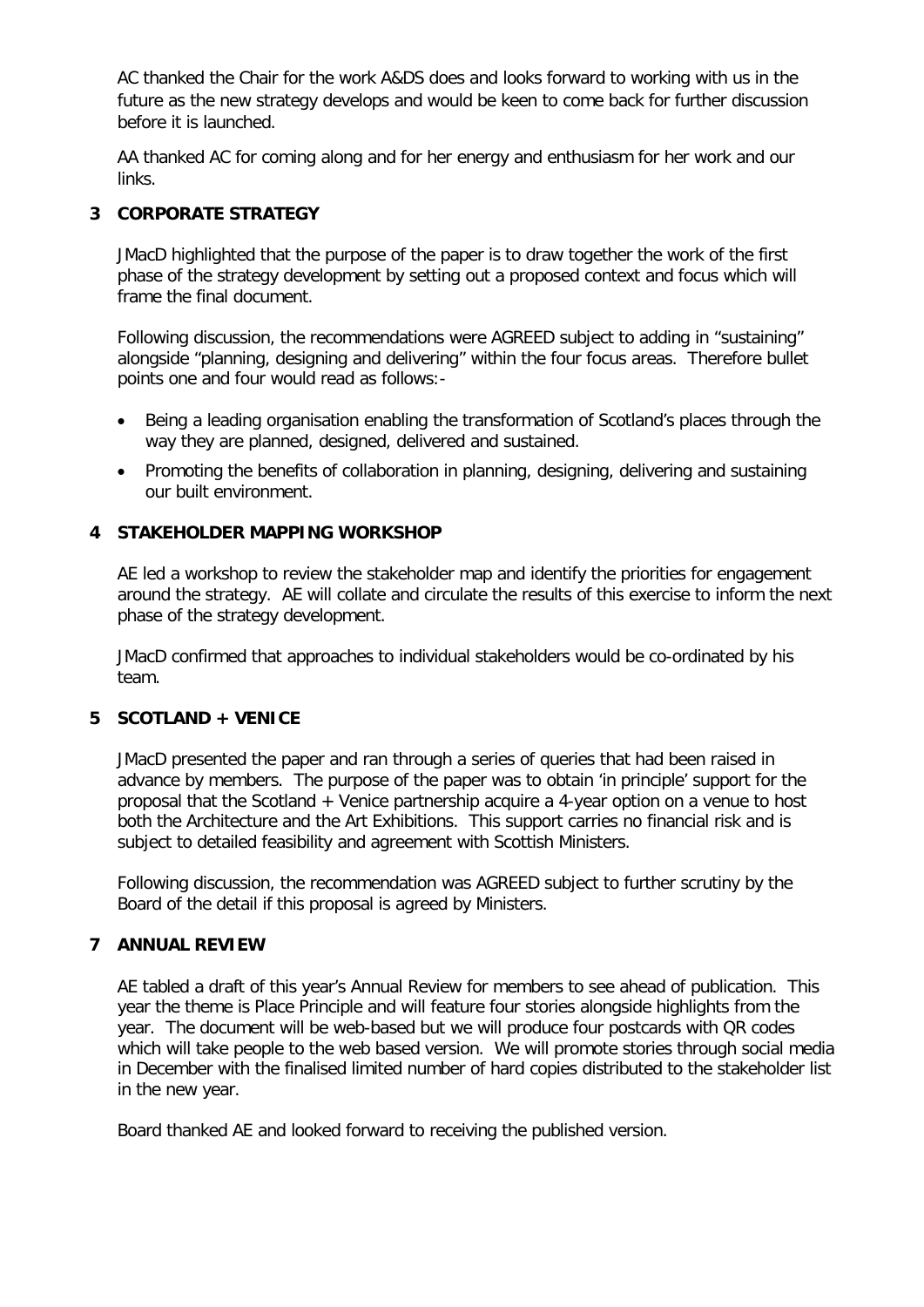AC thanked the Chair for the work A&DS does and looks forward to working with us in the future as the new strategy develops and would be keen to come back for further discussion before it is launched.

AA thanked AC for coming along and for her energy and enthusiasm for her work and our links.

## 3 CORPORATE STRATEGY

JMacD highlighted that the purpose of the paper is to draw together the work of the first phase of the strategy development by setting out a proposed context and focus which will frame the final document.

Following discussion, the recommendations were AGREED subject to adding in "sustaining" alongside "planning, designing and delivering" within the four focus areas. Therefore bullet points one and four would read as follows:-

- Being a leading organisation enabling the transformation of Scotland's places through the way they are planned, designed, delivered and sustained.
- Promoting the benefits of collaboration in planning, designing, delivering and sustaining our built environment.

## 4 STAKEHOLDER MAPPING WORKSHOP

AE led a workshop to review the stakeholder map and identify the priorities for engagement around the strategy. AE will collate and circulate the results of this exercise to inform the next phase of the strategy development.

JMacD confirmed that approaches to individual stakeholders would be co-ordinated by his team.

## 5 SCOTLAND + VENICE

JMacD presented the paper and ran through a series of queries that had been raised in advance by members. The purpose of the paper was to obtain 'in principle' support for the proposal that the Scotland + Venice partnership acquire a 4-year option on a venue to host both the Architecture and the Art Exhibitions. This support carries no financial risk and is subject to detailed feasibility and agreement with Scottish Ministers.

Following discussion, the recommendation was AGREED subject to further scrutiny by the Board of the detail if this proposal is agreed by Ministers.

## 7 ANNUAL REVIEW

AE tabled a draft of this year's Annual Review for members to see ahead of publication. This year the theme is Place Principle and will feature four stories alongside highlights from the year. The document will be web-based but we will produce four postcards with QR codes which will take people to the web based version. We will promote stories through social media in December with the finalised limited number of hard copies distributed to the stakeholder list in the new year.

Board thanked AE and looked forward to receiving the published version.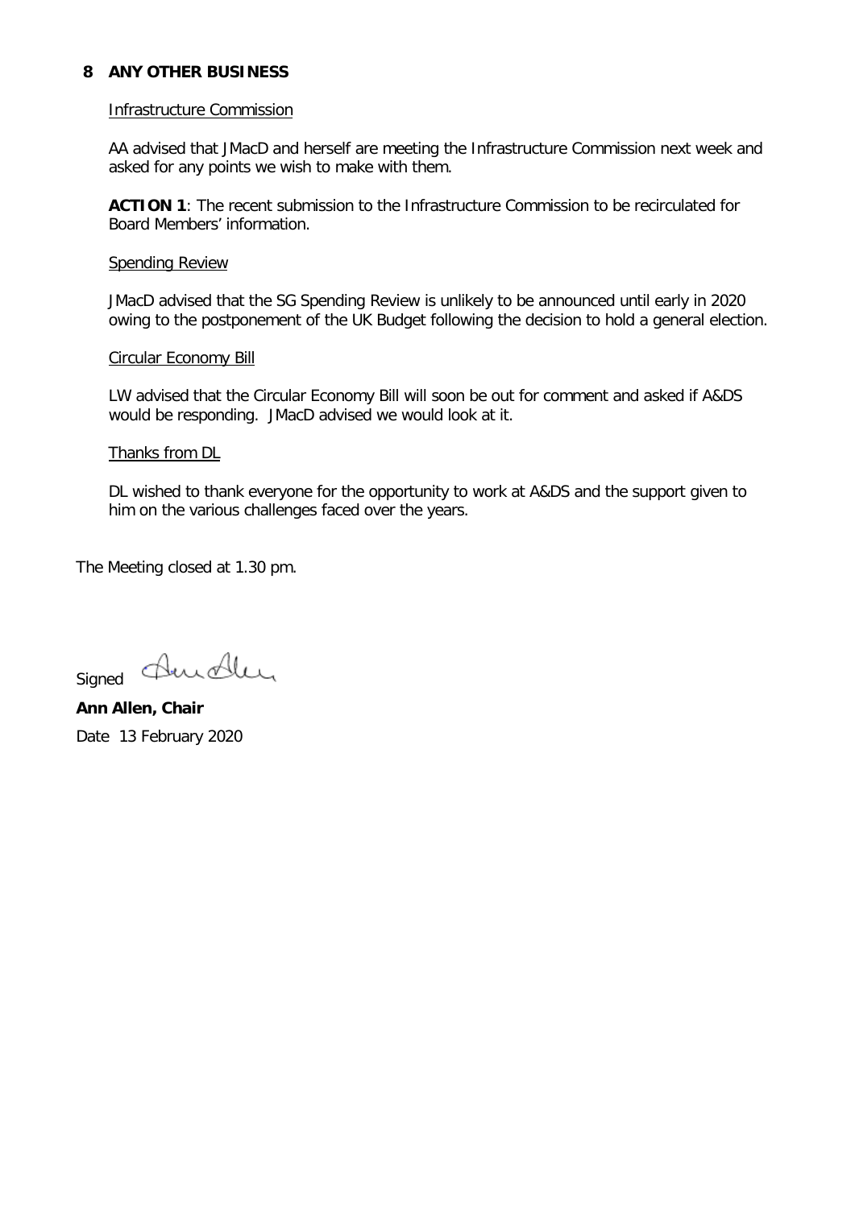## 8 ANY OTHER BUSINESS

Infrastructure Commission

AA advised that JMacD and herself are meeting the Infrastructure Commission next week and asked for any points we wish to make with them.

**ACTION 1**: The recent submission to the Infrastructure Commission to be recirculated for Board Members' information.

Spending Review

JMacD advised that the SG Spending Review is unlikely to be announced until early in 2020 owing to the postponement of the UK Budget following the decision to hold a general election.

Circular Economy Bill

LW advised that the Circular Economy Bill will soon be out for comment and asked if A&DS would be responding. JMacD advised we would look at it.

Thanks from DL

DL wished to thank everyone for the opportunity to work at A&DS and the support given to him on the various challenges faced over the years.

The Meeting closed at 1.30 pm.

Signed

**Ann Allen, Chair**

Date 13 February 2020